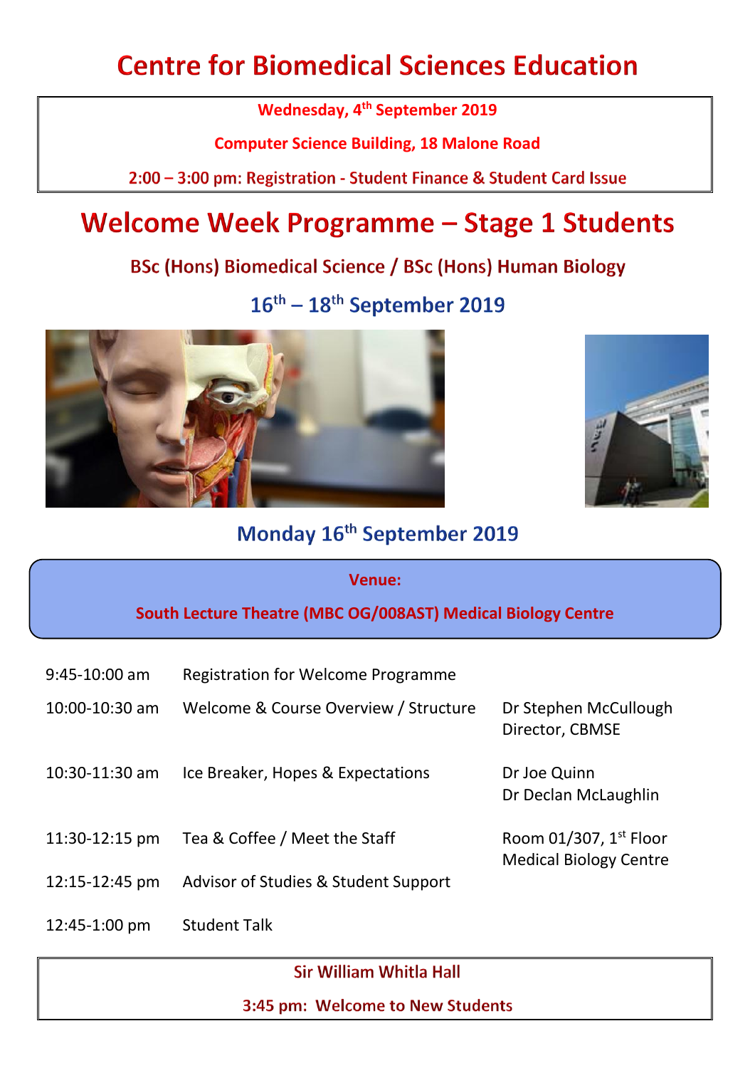# Centre for Biomedical Sciences Education

**Wednesday, 4th September 2019**

**Computer Science Building, 18 Malone Road**

**2:00 – 3:00 pm: Registration - Student Finance & Student Card Issue**

# Welcome Week Programme – Stage 1 Students

## BSc (Hons) Biomedical Science / BSc (Hons) Human Biology

## 16th – 18th September 2019

## Monday 16th September 2019

**Venue:**

**South Lecture Theatre (MBC OG/008AST) Medical Biology Centre**

| | | |
|---|---|---|
| 9:45-10:00 am | Registration for Welcome Programme | |
| 10:00-10:30 am | Welcome & Course Overview / Structure | Dr Stephen McCullough<br>Director, CBMSE |
| 10:30-11:30 am | Ice Breaker, Hopes & Expectations | Dr Joe Quinn<br>Dr Declan McLaughlin |
| 11:30-12:15 pm | Tea & Coffee / Meet the Staff | Room 01/307, 1st Floor<br>Medical Biology Centre |
| 12:15-12:45 pm | Advisor of Studies & Student Support | |
| 12:45-1:00 pm | Student Talk | |

**Sir William Whitla Hall**

**3:45 pm: Welcome to New Students**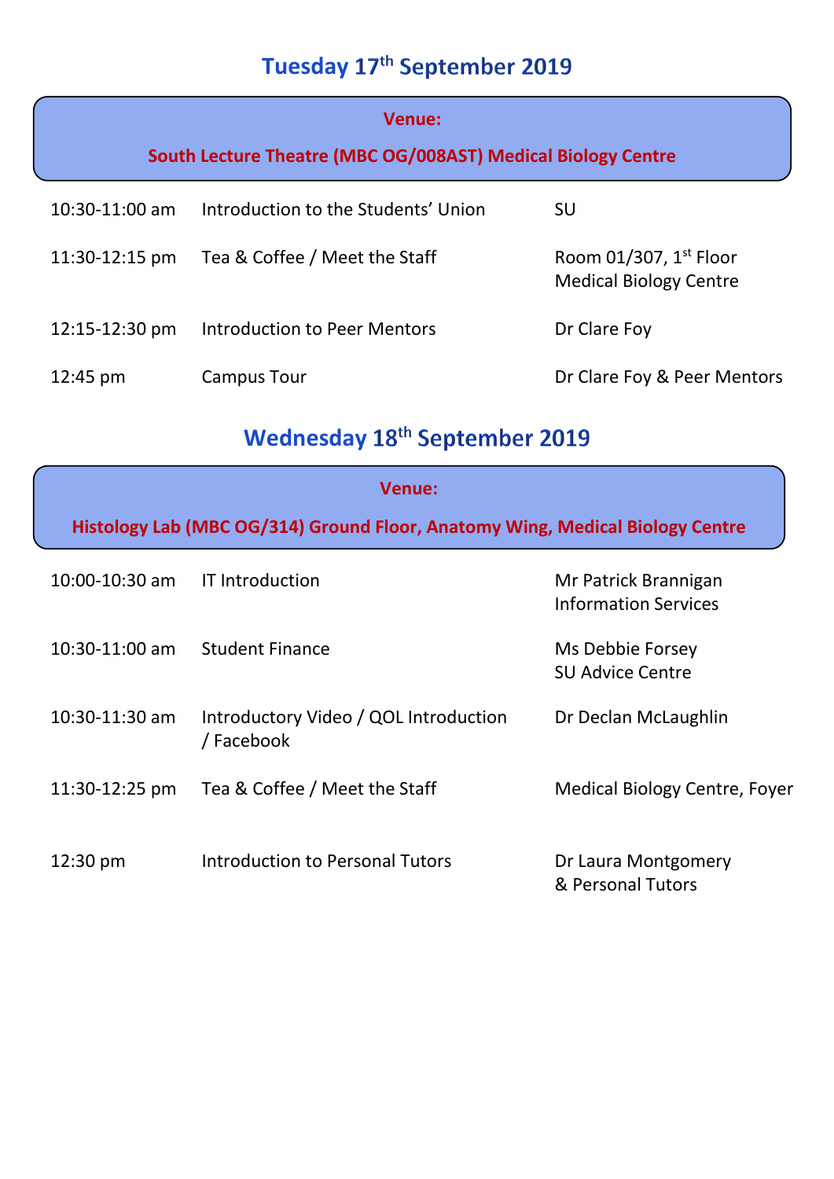## Tuesday 17th September 2019

**Venue:**

**South Lecture Theatre (MBC OG/008AST) Medical Biology Centre**

| | | |
|---|---|---|
| 10:30-11:00 am | Introduction to the Students' Union | SU |
| 11:30-12:15 pm | Tea & Coffee / Meet the Staff | Room 01/307, 1st Floor Medical Biology Centre |
| 12:15-12:30 pm | Introduction to Peer Mentors | Dr Clare Foy |
| 12:45 pm | Campus Tour | Dr Clare Foy & Peer Mentors |

## Wednesday 18th September 2019

**Venue:**

**Histology Lab (MBC OG/314) Ground Floor, Anatomy Wing, Medical Biology Centre**

| | | |
|---|---|---|
| 10:00-10:30 am | IT Introduction | Mr Patrick Brannigan Information Services |
| 10:30-11:00 am | Student Finance | Ms Debbie Forsey SU Advice Centre |
| 10:30-11:30 am | Introductory Video / QOL Introduction / Facebook | Dr Declan McLaughlin |
| 11:30-12:25 pm | Tea & Coffee / Meet the Staff | Medical Biology Centre, Foyer |
| 12:30 pm | Introduction to Personal Tutors | Dr Laura Montgomery & Personal Tutors |